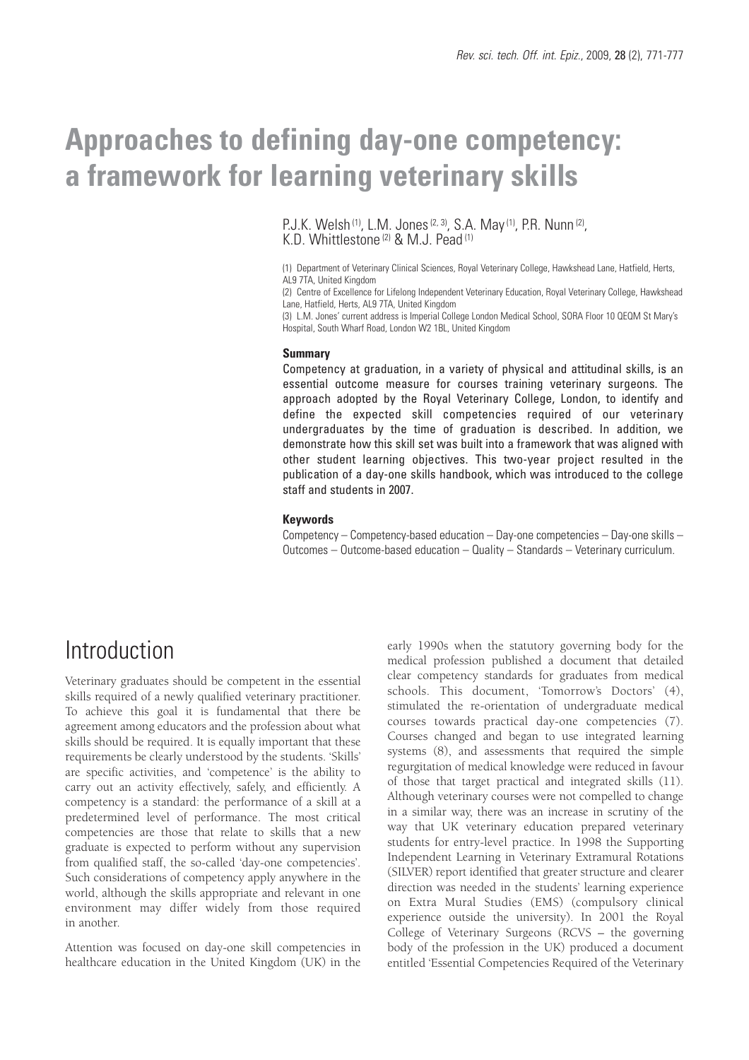# Approaches to defining day-one competency: a framework for learning veterinary skills

P.J.K. Welsh [1], L.M. Jones [2, 3], S.A. May [1], P.R. Nunn [2], K.D. Whittlestone [2] & M.J. Pead [1]

(1) Department of Veterinary Clinical Sciences, Royal Veterinary College, Hawkshead Lane, Hatfield, Herts, AL9 7TA, United Kingdom

(2) Centre of Excellence for Lifelong Independent Veterinary Education, Royal Veterinary College, Hawkshead Lane, Hatfield, Herts, AL9 7TA, United Kingdom

(3) L.M. Jones' current address is Imperial College London Medical School, SORA Floor 10 QEQM St Mary's Hospital, South Wharf Road, London W2 1BL, United Kingdom

### Summary

Competency at graduation, in a variety of physical and attitudinal skills, is an essential outcome measure for courses training veterinary surgeons. The approach adopted by the Royal Veterinary College, London, to identify and define the expected skill competencies required of our veterinary undergraduates by the time of graduation is described. In addition, we demonstrate how this skill set was built into a framework that was aligned with other student learning objectives. This two-year project resulted in the publication of a day-one skills handbook, which was introduced to the college staff and students in 2007.

### Keywords

Competency – Competency-based education – Day-one competencies – Day-one skills – Outcomes – Outcome-based education – Quality – Standards – Veterinary curriculum.

## Introduction

Veterinary graduates should be competent in the essential skills required of a newly qualified veterinary practitioner. To achieve this goal it is fundamental that there be agreement among educators and the profession about what skills should be required. It is equally important that these requirements be clearly understood by the students. 'Skills' are specific activities, and 'competence' is the ability to carry out an activity effectively, safely, and efficiently. A competency is a standard: the performance of a skill at a predetermined level of performance. The most critical competencies are those that relate to skills that a new graduate is expected to perform without any supervision from qualified staff, the so-called 'day-one competencies'. Such considerations of competency apply anywhere in the world, although the skills appropriate and relevant in one environment may differ widely from those required in another.

Attention was focused on day-one skill competencies in healthcare education in the United Kingdom (UK) in the early 1990s when the statutory governing body for the medical profession published a document that detailed clear competency standards for graduates from medical schools. This document, 'Tomorrow's Doctors' (4), stimulated the re-orientation of undergraduate medical courses towards practical day-one competencies (7). Courses changed and began to use integrated learning systems (8), and assessments that required the simple regurgitation of medical knowledge were reduced in favour of those that target practical and integrated skills (11). Although veterinary courses were not compelled to change in a similar way, there was an increase in scrutiny of the way that UK veterinary education prepared veterinary students for entry-level practice. In 1998 the Supporting Independent Learning in Veterinary Extramural Rotations (SILVER) report identified that greater structure and clearer direction was needed in the students' learning experience on Extra Mural Studies (EMS) (compulsory clinical experience outside the university). In 2001 the Royal College of Veterinary Surgeons (RCVS – the governing body of the profession in the UK) produced a document entitled 'Essential Competencies Required of the Veterinary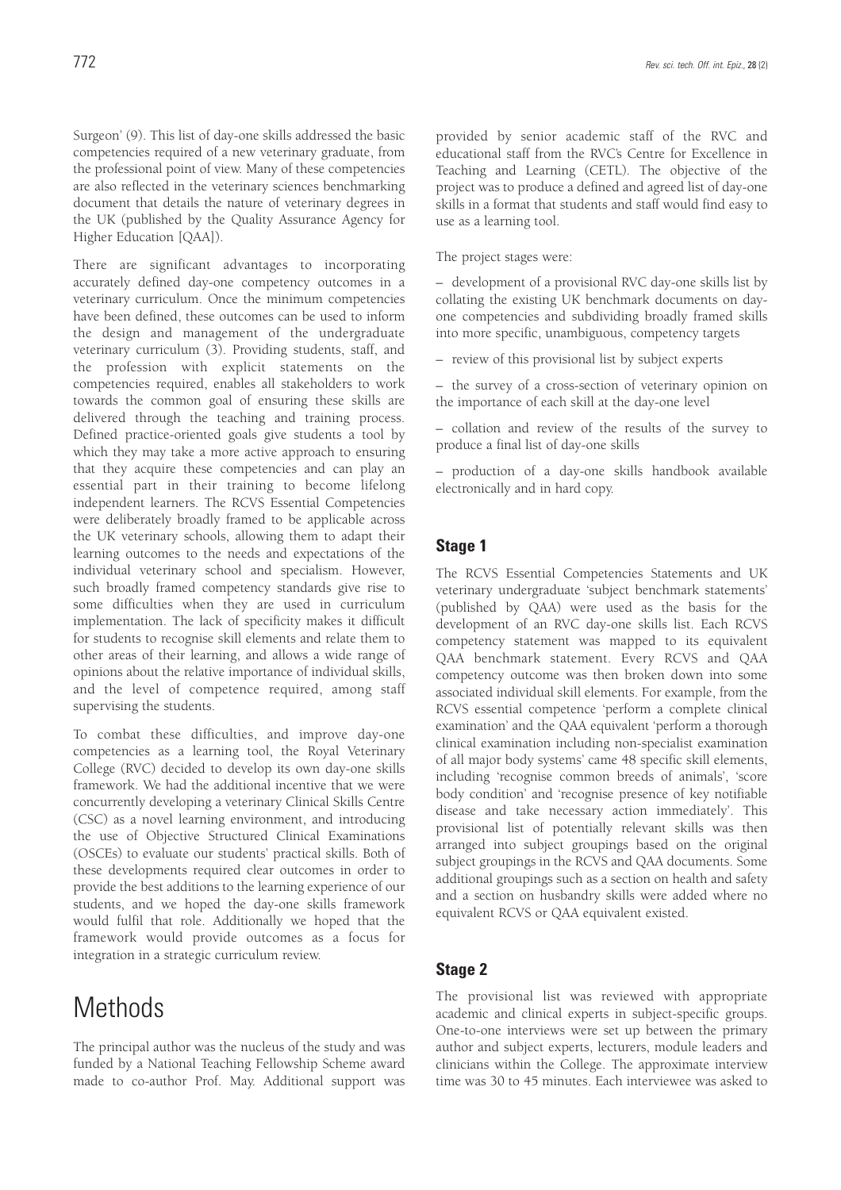Surgeon' (9). This list of day-one skills addressed the basic competencies required of a new veterinary graduate, from the professional point of view. Many of these competencies are also reflected in the veterinary sciences benchmarking document that details the nature of veterinary degrees in the UK (published by the Quality Assurance Agency for Higher Education [QAA]).

There are significant advantages to incorporating accurately defined day-one competency outcomes in a veterinary curriculum. Once the minimum competencies have been defined, these outcomes can be used to inform the design and management of the undergraduate veterinary curriculum (3). Providing students, staff, and the profession with explicit statements on the competencies required, enables all stakeholders to work towards the common goal of ensuring these skills are delivered through the teaching and training process. Defined practice-oriented goals give students a tool by which they may take a more active approach to ensuring that they acquire these competencies and can play an essential part in their training to become lifelong independent learners. The RCVS Essential Competencies were deliberately broadly framed to be applicable across the UK veterinary schools, allowing them to adapt their learning outcomes to the needs and expectations of the individual veterinary school and specialism. However, such broadly framed competency standards give rise to some difficulties when they are used in curriculum implementation. The lack of specificity makes it difficult for students to recognise skill elements and relate them to other areas of their learning, and allows a wide range of opinions about the relative importance of individual skills, and the level of competence required, among staff supervising the students.

To combat these difficulties, and improve day-one competencies as a learning tool, the Royal Veterinary College (RVC) decided to develop its own day-one skills framework. We had the additional incentive that we were concurrently developing a veterinary Clinical Skills Centre (CSC) as a novel learning environment, and introducing the use of Objective Structured Clinical Examinations (OSCEs) to evaluate our students' practical skills. Both of these developments required clear outcomes in order to provide the best additions to the learning experience of our students, and we hoped the day-one skills framework would fulfil that role. Additionally we hoped that the framework would provide outcomes as a focus for integration in a strategic curriculum review.

# Methods

The principal author was the nucleus of the study and was funded by a National Teaching Fellowship Scheme award made to co-author Prof. May. Additional support was provided by senior academic staff of the RVC and educational staff from the RVC's Centre for Excellence in Teaching and Learning (CETL). The objective of the project was to produce a defined and agreed list of day-one skills in a format that students and staff would find easy to use as a learning tool.

The project stages were:

– development of a provisional RVC day-one skills list by collating the existing UK benchmark documents on day-one competencies and subdividing broadly framed skills into more specific, unambiguous, competency targets

– review of this provisional list by subject experts

– the survey of a cross-section of veterinary opinion on the importance of each skill at the day-one level

– collation and review of the results of the survey to produce a final list of day-one skills

– production of a day-one skills handbook available electronically and in hard copy.

## Stage 1

The RCVS Essential Competencies Statements and UK veterinary undergraduate 'subject benchmark statements' (published by QAA) were used as the basis for the development of an RVC day-one skills list. Each RCVS competency statement was mapped to its equivalent QAA benchmark statement. Every RCVS and QAA competency outcome was then broken down into some associated individual skill elements. For example, from the RCVS essential competence 'perform a complete clinical examination' and the QAA equivalent 'perform a thorough clinical examination including non-specialist examination of all major body systems' came 48 specific skill elements, including 'recognise common breeds of animals', 'score body condition' and 'recognise presence of key notifiable disease and take necessary action immediately'. This provisional list of potentially relevant skills was then arranged into subject groupings based on the original subject groupings in the RCVS and QAA documents. Some additional groupings such as a section on health and safety and a section on husbandry skills were added where no equivalent RCVS or QAA equivalent existed.

## Stage 2

The provisional list was reviewed with appropriate academic and clinical experts in subject-specific groups. One-to-one interviews were set up between the primary author and subject experts, lecturers, module leaders and clinicians within the College. The approximate interview time was 30 to 45 minutes. Each interviewee was asked to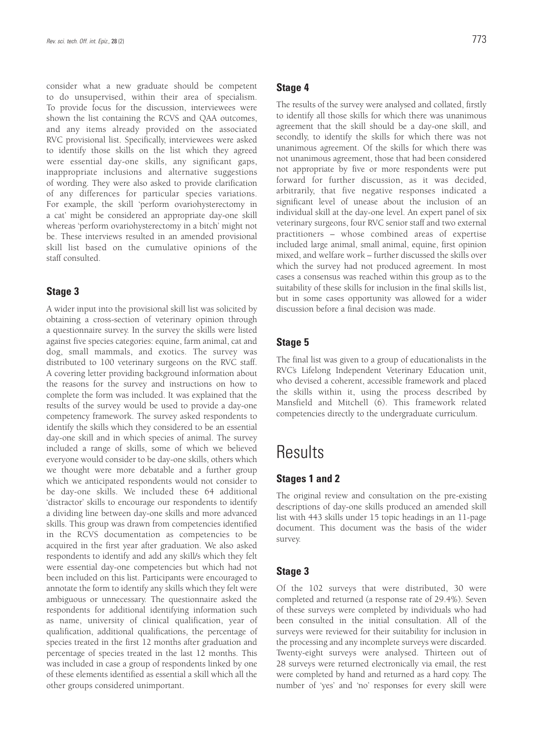consider what a new graduate should be competent to do unsupervised, within their area of specialism. To provide focus for the discussion, interviewees were shown the list containing the RCVS and QAA outcomes, and any items already provided on the associated RVC provisional list. Specifically, interviewees were asked to identify those skills on the list which they agreed were essential day-one skills, any significant gaps, inappropriate inclusions and alternative suggestions of wording. They were also asked to provide clarification of any differences for particular species variations. For example, the skill 'perform ovariohysterectomy in a cat' might be considered an appropriate day-one skill whereas 'perform ovariohysterectomy in a bitch' might not be. These interviews resulted in an amended provisional skill list based on the cumulative opinions of the staff consulted.

### Stage 3

A wider input into the provisional skill list was solicited by obtaining a cross-section of veterinary opinion through a questionnaire survey. In the survey the skills were listed against five species categories: equine, farm animal, cat and dog, small mammals, and exotics. The survey was distributed to 100 veterinary surgeons on the RVC staff. A covering letter providing background information about the reasons for the survey and instructions on how to complete the form was included. It was explained that the results of the survey would be used to provide a day-one competency framework. The survey asked respondents to identify the skills which they considered to be an essential day-one skill and in which species of animal. The survey included a range of skills, some of which we believed everyone would consider to be day-one skills, others which we thought were more debatable and a further group which we anticipated respondents would not consider to be day-one skills. We included these 64 additional 'distractor' skills to encourage our respondents to identify a dividing line between day-one skills and more advanced skills. This group was drawn from competencies identified in the RCVS documentation as competencies to be acquired in the first year after graduation. We also asked respondents to identify and add any skill/s which they felt were essential day-one competencies but which had not been included on this list. Participants were encouraged to annotate the form to identify any skills which they felt were ambiguous or unnecessary. The questionnaire asked the respondents for additional identifying information such as name, university of clinical qualification, year of qualification, additional qualifications, the percentage of species treated in the first 12 months after graduation and percentage of species treated in the last 12 months. This was included in case a group of respondents linked by one of these elements identified as essential a skill which all the other groups considered unimportant.

### Stage 4

The results of the survey were analysed and collated, firstly to identify all those skills for which there was unanimous agreement that the skill should be a day-one skill, and secondly, to identify the skills for which there was not unanimous agreement. Of the skills for which there was not unanimous agreement, those that had been considered not appropriate by five or more respondents were put forward for further discussion, as it was decided, arbitrarily, that five negative responses indicated a significant level of unease about the inclusion of an individual skill at the day-one level. An expert panel of six veterinary surgeons, four RVC senior staff and two external practitioners – whose combined areas of expertise included large animal, small animal, equine, first opinion mixed, and welfare work – further discussed the skills over which the survey had not produced agreement. In most cases a consensus was reached within this group as to the suitability of these skills for inclusion in the final skills list, but in some cases opportunity was allowed for a wider discussion before a final decision was made.

### Stage 5

The final list was given to a group of educationalists in the RVC's Lifelong Independent Veterinary Education unit, who devised a coherent, accessible framework and placed the skills within it, using the process described by Mansfield and Mitchell (6). This framework related competencies directly to the undergraduate curriculum.

## Results

### Stages 1 and 2

The original review and consultation on the pre-existing descriptions of day-one skills produced an amended skill list with 443 skills under 15 topic headings in an 11-page document. This document was the basis of the wider survey.

### Stage 3

Of the 102 surveys that were distributed, 30 were completed and returned (a response rate of 29.4%). Seven of these surveys were completed by individuals who had been consulted in the initial consultation. All of the surveys were reviewed for their suitability for inclusion in the processing and any incomplete surveys were discarded. Twenty-eight surveys were analysed. Thirteen out of 28 surveys were returned electronically via email, the rest were completed by hand and returned as a hard copy. The number of 'yes' and 'no' responses for every skill were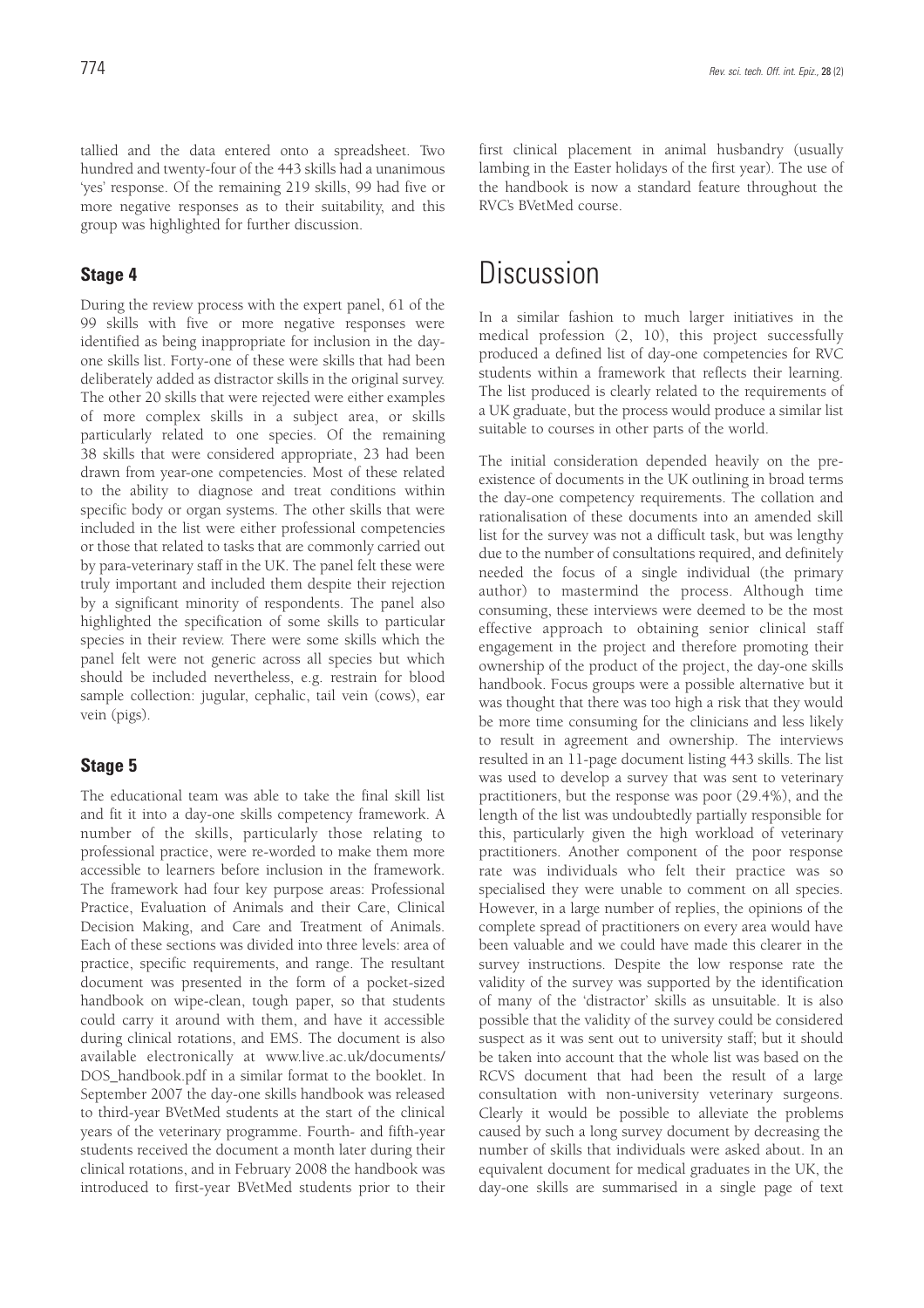tallied and the data entered onto a spreadsheet. Two hundred and twenty-four of the 443 skills had a unanimous 'yes' response. Of the remaining 219 skills, 99 had five or more negative responses as to their suitability, and this group was highlighted for further discussion.

### Stage 4

During the review process with the expert panel, 61 of the 99 skills with five or more negative responses were identified as being inappropriate for inclusion in the day-one skills list. Forty-one of these were skills that had been deliberately added as distractor skills in the original survey. The other 20 skills that were rejected were either examples of more complex skills in a subject area, or skills particularly related to one species. Of the remaining 38 skills that were considered appropriate, 23 had been drawn from year-one competencies. Most of these related to the ability to diagnose and treat conditions within specific body or organ systems. The other skills that were included in the list were either professional competencies or those that related to tasks that are commonly carried out by para-veterinary staff in the UK. The panel felt these were truly important and included them despite their rejection by a significant minority of respondents. The panel also highlighted the specification of some skills to particular species in their review. There were some skills which the panel felt were not generic across all species but which should be included nevertheless, e.g. restrain for blood sample collection: jugular, cephalic, tail vein (cows), ear vein (pigs).

### Stage 5

The educational team was able to take the final skill list and fit it into a day-one skills competency framework. A number of the skills, particularly those relating to professional practice, were re-worded to make them more accessible to learners before inclusion in the framework. The framework had four key purpose areas: Professional Practice, Evaluation of Animals and their Care, Clinical Decision Making, and Care and Treatment of Animals. Each of these sections was divided into three levels: area of practice, specific requirements, and range. The resultant document was presented in the form of a pocket-sized handbook on wipe-clean, tough paper, so that students could carry it around with them, and have it accessible during clinical rotations, and EMS. The document is also available electronically at www.live.ac.uk/documents/DOS_handbook.pdf in a similar format to the booklet. In September 2007 the day-one skills handbook was released to third-year BVetMed students at the start of the clinical years of the veterinary programme. Fourth- and fifth-year students received the document a month later during their clinical rotations, and in February 2008 the handbook was introduced to first-year BVetMed students prior to their first clinical placement in animal husbandry (usually lambing in the Easter holidays of the first year). The use of the handbook is now a standard feature throughout the RVC's BVetMed course.

# Discussion

In a similar fashion to much larger initiatives in the medical profession (2, 10), this project successfully produced a defined list of day-one competencies for RVC students within a framework that reflects their learning. The list produced is clearly related to the requirements of a UK graduate, but the process would produce a similar list suitable to courses in other parts of the world.

The initial consideration depended heavily on the pre-existence of documents in the UK outlining in broad terms the day-one competency requirements. The collation and rationalisation of these documents into an amended skill list for the survey was not a difficult task, but was lengthy due to the number of consultations required, and definitely needed the focus of a single individual (the primary author) to mastermind the process. Although time consuming, these interviews were deemed to be the most effective approach to obtaining senior clinical staff engagement in the project and therefore promoting their ownership of the product of the project, the day-one skills handbook. Focus groups were a possible alternative but it was thought that there was too high a risk that they would be more time consuming for the clinicians and less likely to result in agreement and ownership. The interviews resulted in an 11-page document listing 443 skills. The list was used to develop a survey that was sent to veterinary practitioners, but the response was poor (29.4%), and the length of the list was undoubtedly partially responsible for this, particularly given the high workload of veterinary practitioners. Another component of the poor response rate was individuals who felt their practice was so specialised they were unable to comment on all species. However, in a large number of replies, the opinions of the complete spread of practitioners on every area would have been valuable and we could have made this clearer in the survey instructions. Despite the low response rate the validity of the survey was supported by the identification of many of the 'distractor' skills as unsuitable. It is also possible that the validity of the survey could be considered suspect as it was sent out to university staff; but it should be taken into account that the whole list was based on the RCVS document that had been the result of a large consultation with non-university veterinary surgeons. Clearly it would be possible to alleviate the problems caused by such a long survey document by decreasing the number of skills that individuals were asked about. In an equivalent document for medical graduates in the UK, the day-one skills are summarised in a single page of text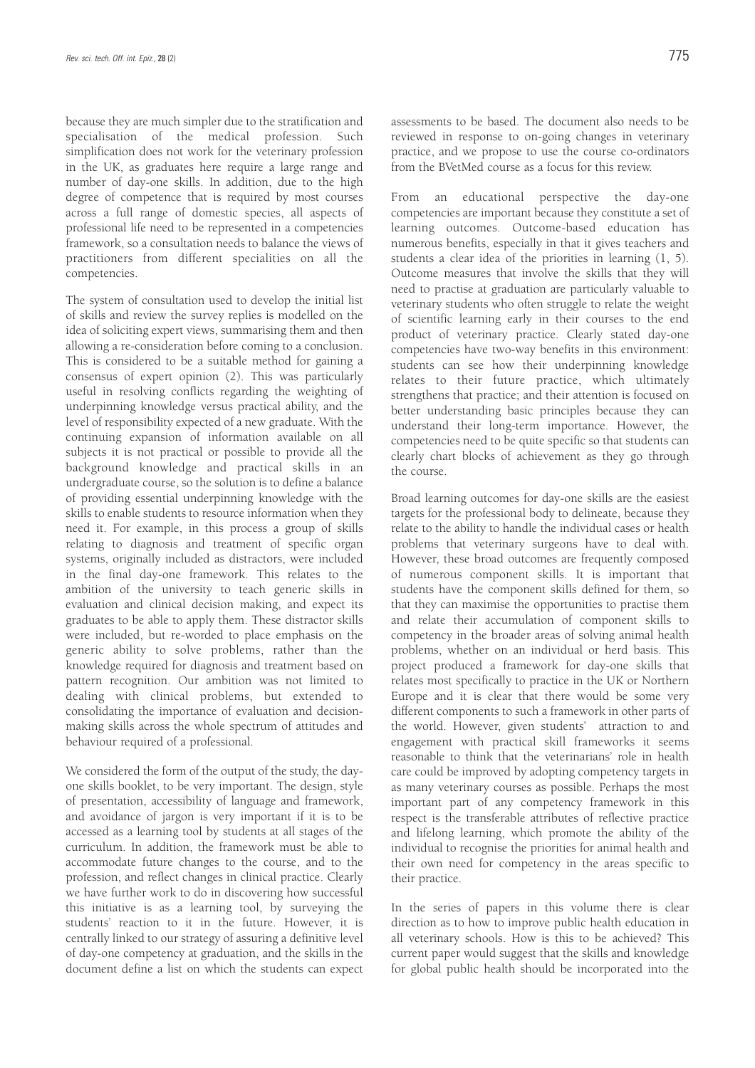because they are much simpler due to the stratification and specialisation of the medical profession. Such simplification does not work for the veterinary profession in the UK, as graduates here require a large range and number of day-one skills. In addition, due to the high degree of competence that is required by most courses across a full range of domestic species, all aspects of professional life need to be represented in a competencies framework, so a consultation needs to balance the views of practitioners from different specialities on all the competencies.

The system of consultation used to develop the initial list of skills and review the survey replies is modelled on the idea of soliciting expert views, summarising them and then allowing a re-consideration before coming to a conclusion. This is considered to be a suitable method for gaining a consensus of expert opinion (2). This was particularly useful in resolving conflicts regarding the weighting of underpinning knowledge versus practical ability, and the level of responsibility expected of a new graduate. With the continuing expansion of information available on all subjects it is not practical or possible to provide all the background knowledge and practical skills in an undergraduate course, so the solution is to define a balance of providing essential underpinning knowledge with the skills to enable students to resource information when they need it. For example, in this process a group of skills relating to diagnosis and treatment of specific organ systems, originally included as distractors, were included in the final day-one framework. This relates to the ambition of the university to teach generic skills in evaluation and clinical decision making, and expect its graduates to be able to apply them. These distractor skills were included, but re-worded to place emphasis on the generic ability to solve problems, rather than the knowledge required for diagnosis and treatment based on pattern recognition. Our ambition was not limited to dealing with clinical problems, but extended to consolidating the importance of evaluation and decision-making skills across the whole spectrum of attitudes and behaviour required of a professional.

We considered the form of the output of the study, the day-one skills booklet, to be very important. The design, style of presentation, accessibility of language and framework, and avoidance of jargon is very important if it is to be accessed as a learning tool by students at all stages of the curriculum. In addition, the framework must be able to accommodate future changes to the course, and to the profession, and reflect changes in clinical practice. Clearly we have further work to do in discovering how successful this initiative is as a learning tool, by surveying the students' reaction to it in the future. However, it is centrally linked to our strategy of assuring a definitive level of day-one competency at graduation, and the skills in the document define a list on which the students can expect assessments to be based. The document also needs to be reviewed in response to on-going changes in veterinary practice, and we propose to use the course co-ordinators from the BVetMed course as a focus for this review.

From an educational perspective the day-one competencies are important because they constitute a set of learning outcomes. Outcome-based education has numerous benefits, especially in that it gives teachers and students a clear idea of the priorities in learning (1, 5). Outcome measures that involve the skills that they will need to practise at graduation are particularly valuable to veterinary students who often struggle to relate the weight of scientific learning early in their courses to the end product of veterinary practice. Clearly stated day-one competencies have two-way benefits in this environment: students can see how their underpinning knowledge relates to their future practice, which ultimately strengthens that practice; and their attention is focused on better understanding basic principles because they can understand their long-term importance. However, the competencies need to be quite specific so that students can clearly chart blocks of achievement as they go through the course.

Broad learning outcomes for day-one skills are the easiest targets for the professional body to delineate, because they relate to the ability to handle the individual cases or health problems that veterinary surgeons have to deal with. However, these broad outcomes are frequently composed of numerous component skills. It is important that students have the component skills defined for them, so that they can maximise the opportunities to practise them and relate their accumulation of component skills to competency in the broader areas of solving animal health problems, whether on an individual or herd basis. This project produced a framework for day-one skills that relates most specifically to practice in the UK or Northern Europe and it is clear that there would be some very different components to such a framework in other parts of the world. However, given students' attraction to and engagement with practical skill frameworks it seems reasonable to think that the veterinarians' role in health care could be improved by adopting competency targets in as many veterinary courses as possible. Perhaps the most important part of any competency framework in this respect is the transferable attributes of reflective practice and lifelong learning, which promote the ability of the individual to recognise the priorities for animal health and their own need for competency in the areas specific to their practice.

In the series of papers in this volume there is clear direction as to how to improve public health education in all veterinary schools. How is this to be achieved? This current paper would suggest that the skills and knowledge for global public health should be incorporated into the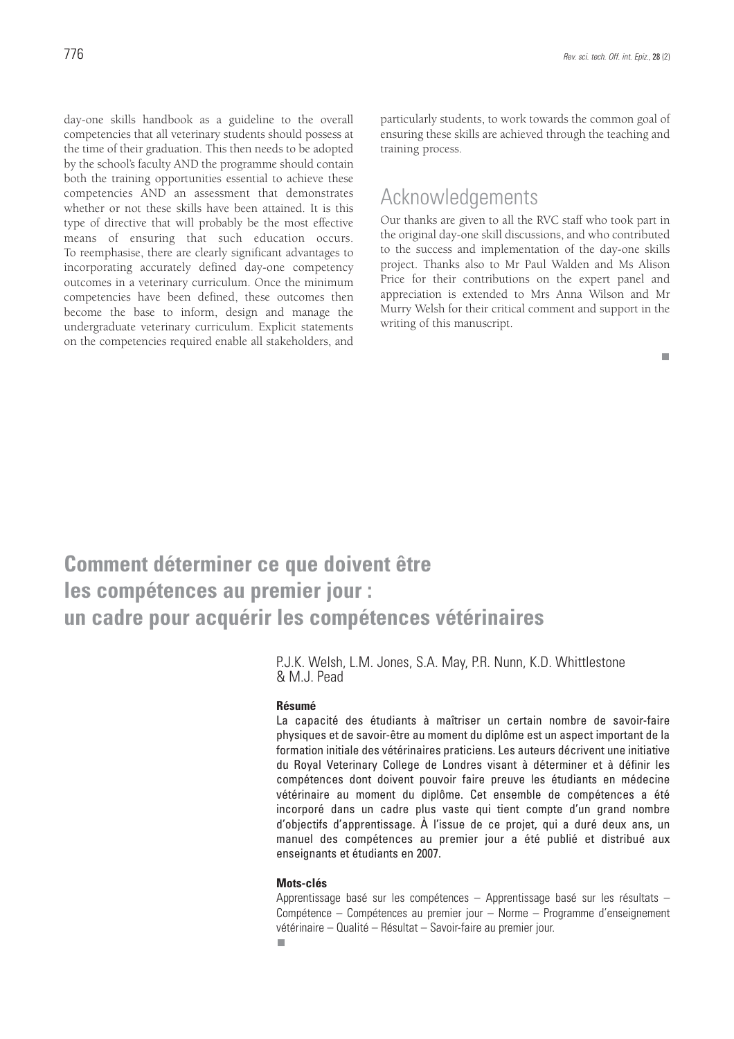day-one skills handbook as a guideline to the overall competencies that all veterinary students should possess at the time of their graduation. This then needs to be adopted by the school's faculty AND the programme should contain both the training opportunities essential to achieve these competencies AND an assessment that demonstrates whether or not these skills have been attained. It is this type of directive that will probably be the most effective means of ensuring that such education occurs. To reemphasise, there are clearly significant advantages to incorporating accurately defined day-one competency outcomes in a veterinary curriculum. Once the minimum competencies have been defined, these outcomes then become the base to inform, design and manage the undergraduate veterinary curriculum. Explicit statements on the competencies required enable all stakeholders, and particularly students, to work towards the common goal of ensuring these skills are achieved through the teaching and training process.

## Acknowledgements

Our thanks are given to all the RVC staff who took part in the original day-one skill discussions, and who contributed to the success and implementation of the day-one skills project. Thanks also to Mr Paul Walden and Ms Alison Price for their contributions on the expert panel and appreciation is extended to Mrs Anna Wilson and Mr Murry Welsh for their critical comment and support in the writing of this manuscript.

# Comment déterminer ce que doivent être les compétences au premier jour : un cadre pour acquérir les compétences vétérinaires

P.J.K. Welsh, L.M. Jones, S.A. May, P.R. Nunn, K.D. Whittlestone & M.J. Pead

### Résumé

La capacité des étudiants à maîtriser un certain nombre de savoir-faire physiques et de savoir-être au moment du diplôme est un aspect important de la formation initiale des vétérinaires praticiens. Les auteurs décrivent une initiative du Royal Veterinary College de Londres visant à déterminer et à définir les compétences dont doivent pouvoir faire preuve les étudiants en médecine vétérinaire au moment du diplôme. Cet ensemble de compétences a été incorporé dans un cadre plus vaste qui tient compte d'un grand nombre d'objectifs d'apprentissage. À l'issue de ce projet, qui a duré deux ans, un manuel des compétences au premier jour a été publié et distribué aux enseignants et étudiants en 2007.

### Mots-clés

Apprentissage basé sur les compétences – Apprentissage basé sur les résultats – Compétence – Compétences au premier jour – Norme – Programme d'enseignement vétérinaire – Qualité – Résultat – Savoir-faire au premier jour.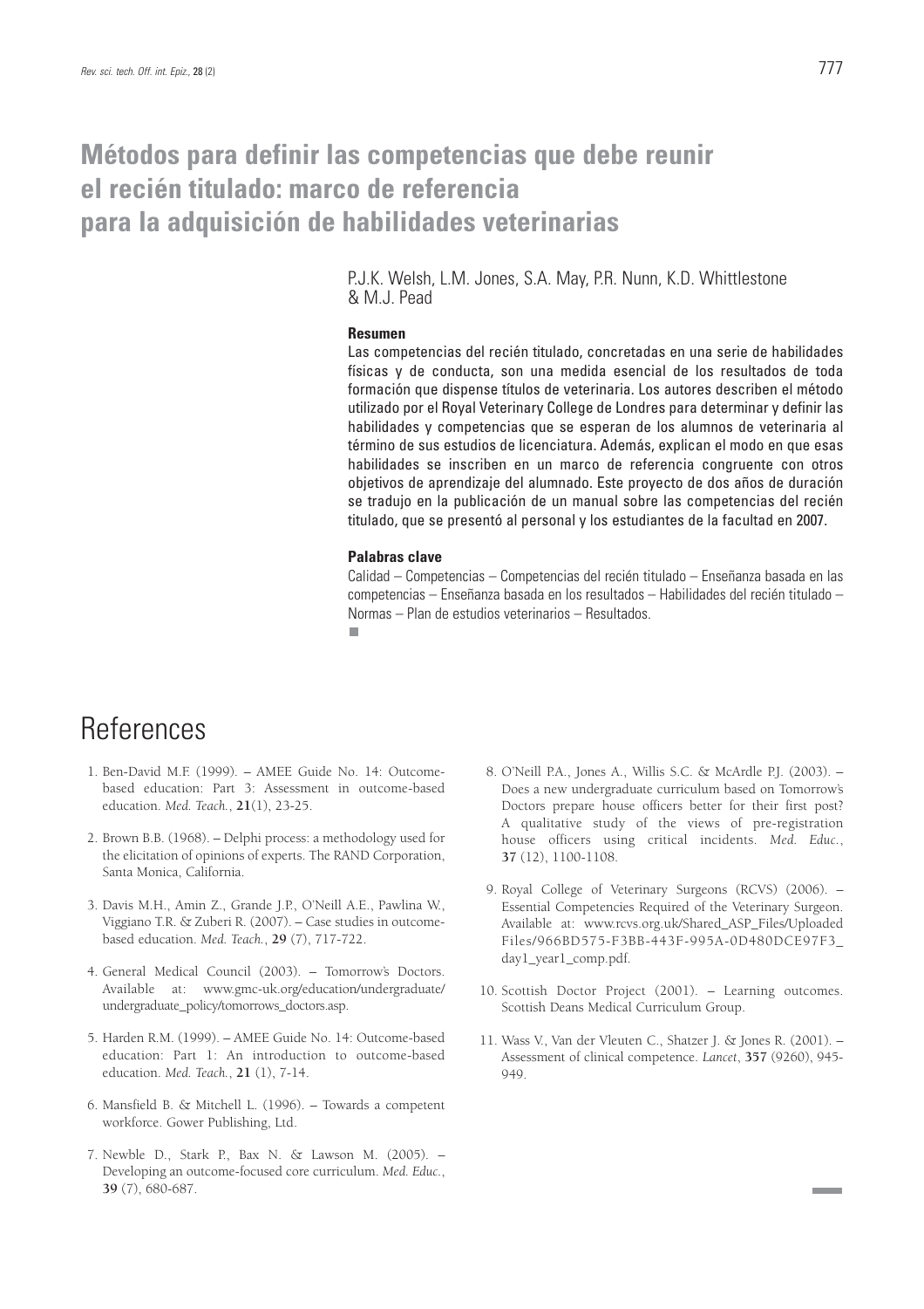# Métodos para definir las competencias que debe reunir el recién titulado: marco de referencia para la adquisición de habilidades veterinarias

P.J.K. Welsh, L.M. Jones, S.A. May, P.R. Nunn, K.D. Whittlestone & M.J. Pead

### Resumen

Las competencias del recién titulado, concretadas en una serie de habilidades físicas y de conducta, son una medida esencial de los resultados de toda formación que dispense títulos de veterinaria. Los autores describen el método utilizado por el Royal Veterinary College de Londres para determinar y definir las habilidades y competencias que se esperan de los alumnos de veterinaria al término de sus estudios de licenciatura. Además, explican el modo en que esas habilidades se inscriben en un marco de referencia congruente con otros objetivos de aprendizaje del alumnado. Este proyecto de dos años de duración se tradujo en la publicación de un manual sobre las competencias del recién titulado, que se presentó al personal y los estudiantes de la facultad en 2007.

### Palabras clave

Calidad – Competencias – Competencias del recién titulado – Enseñanza basada en las competencias – Enseñanza basada en los resultados – Habilidades del recién titulado – Normas – Plan de estudios veterinarios – Resultados.

## References

1. Ben-David M.F. (1999). – AMEE Guide No. 14: Outcome-based education: Part 3: Assessment in outcome-based education. *Med. Teach.*, **21**(1), 23-25.

2. Brown B.B. (1968). – Delphi process: a methodology used for the elicitation of opinions of experts. The RAND Corporation, Santa Monica, California.

3. Davis M.H., Amin Z., Grande J.P., O'Neill A.E., Pawlina W., Viggiano T.R. & Zuberi R. (2007). – Case studies in outcome-based education. *Med. Teach.*, **29** (7), 717-722.

4. General Medical Council (2003). – Tomorrow's Doctors. Available at: www.gmc-uk.org/education/undergraduate/undergraduate_policy/tomorrows_doctors.asp.

5. Harden R.M. (1999). – AMEE Guide No. 14: Outcome-based education: Part 1: An introduction to outcome-based education. *Med. Teach.*, **21** (1), 7-14.

6. Mansfield B. & Mitchell L. (1996). – Towards a competent workforce. Gower Publishing, Ltd.

7. Newble D., Stark P., Bax N. & Lawson M. (2005). – Developing an outcome-focused core curriculum. *Med. Educ.*, **39** (7), 680-687.

8. O'Neill P.A., Jones A., Willis S.C. & McArdle P.J. (2003). – Does a new undergraduate curriculum based on Tomorrow's Doctors prepare house officers better for their first post? A qualitative study of the views of pre-registration house officers using critical incidents. *Med. Educ.*, **37** (12), 1100-1108.

9. Royal College of Veterinary Surgeons (RCVS) (2006). – Essential Competencies Required of the Veterinary Surgeon. Available at: www.rcvs.org.uk/Shared_ASP_Files/UploadedFiles/966BD575-F3BB-443F-995A-0D480DCE97F3_day1_year1_comp.pdf.

10. Scottish Doctor Project (2001). – Learning outcomes. Scottish Deans Medical Curriculum Group.

11. Wass V., Van der Vleuten C., Shatzer J. & Jones R. (2001). – Assessment of clinical competence. *Lancet*, **357** (9260), 945-949.